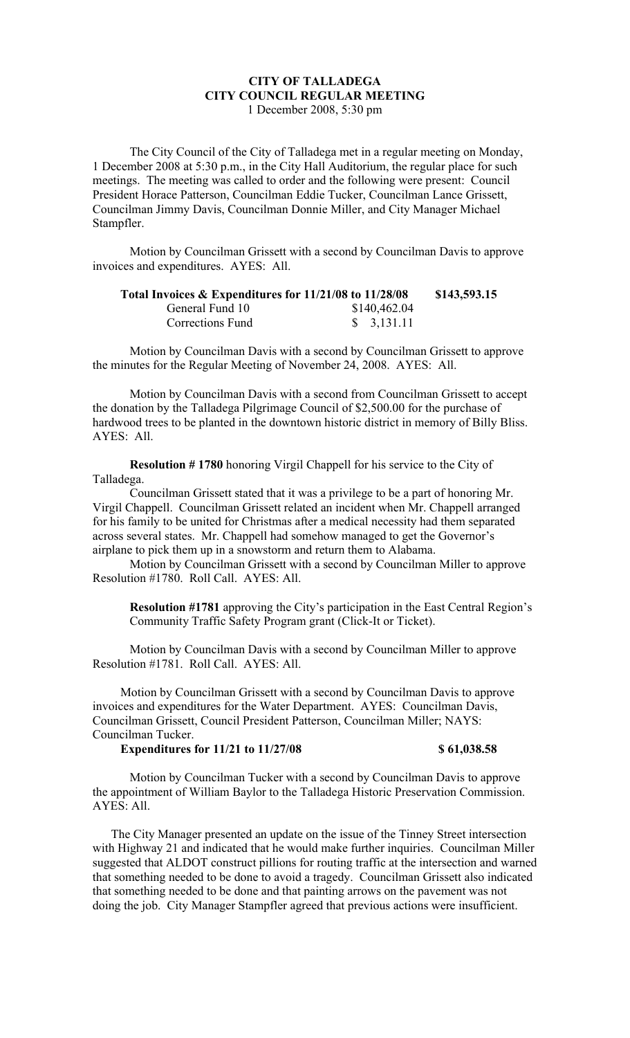# CITY OF TALLADEGA
## CITY COUNCIL REGULAR MEETING
1 December 2008, 5:30 pm

The City Council of the City of Talladega met in a regular meeting on Monday, 1 December 2008 at 5:30 p.m., in the City Hall Auditorium, the regular place for such meetings. The meeting was called to order and the following were present: Council President Horace Patterson, Councilman Eddie Tucker, Councilman Lance Grissett, Councilman Jimmy Davis, Councilman Donnie Miller, and City Manager Michael Stampfler.

Motion by Councilman Grissett with a second by Councilman Davis to approve invoices and expenditures. AYES: All.

| **Total Invoices & Expenditures for 11/21/08 to 11/28/08** | | **$143,593.15** |
|---|---|---|
| General Fund 10 | $140,462.04 | |
| Corrections Fund | $ 3,131.11 | |

Motion by Councilman Davis with a second by Councilman Grissett to approve the minutes for the Regular Meeting of November 24, 2008. AYES: All.

Motion by Councilman Davis with a second from Councilman Grissett to accept the donation by the Talladega Pilgrimage Council of $2,500.00 for the purchase of hardwood trees to be planted in the downtown historic district in memory of Billy Bliss. AYES: All.

**Resolution # 1780** honoring Virgil Chappell for his service to the City of Talladega.

Councilman Grissett stated that it was a privilege to be a part of honoring Mr. Virgil Chappell. Councilman Grissett related an incident when Mr. Chappell arranged for his family to be united for Christmas after a medical necessity had them separated across several states. Mr. Chappell had somehow managed to get the Governor's airplane to pick them up in a snowstorm and return them to Alabama.

Motion by Councilman Grissett with a second by Councilman Miller to approve Resolution #1780. Roll Call. AYES: All.

**Resolution #1781** approving the City's participation in the East Central Region's Community Traffic Safety Program grant (Click-It or Ticket).

Motion by Councilman Davis with a second by Councilman Miller to approve Resolution #1781. Roll Call. AYES: All.

Motion by Councilman Grissett with a second by Councilman Davis to approve invoices and expenditures for the Water Department. AYES: Councilman Davis, Councilman Grissett, Council President Patterson, Councilman Miller; NAYS: Councilman Tucker.

**Expenditures for 11/21 to 11/27/08 $ 61,038.58**

Motion by Councilman Tucker with a second by Councilman Davis to approve the appointment of William Baylor to the Talladega Historic Preservation Commission. AYES: All.

The City Manager presented an update on the issue of the Tinney Street intersection with Highway 21 and indicated that he would make further inquiries. Councilman Miller suggested that ALDOT construct pillions for routing traffic at the intersection and warned that something needed to be done to avoid a tragedy. Councilman Grissett also indicated that something needed to be done and that painting arrows on the pavement was not doing the job. City Manager Stampfler agreed that previous actions were insufficient.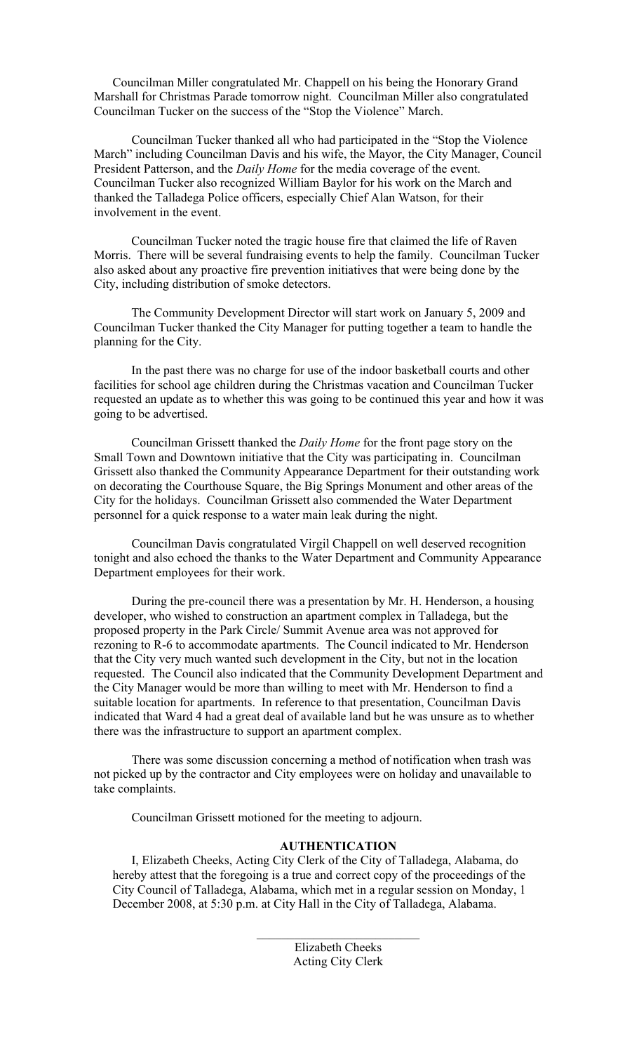Councilman Miller congratulated Mr. Chappell on his being the Honorary Grand Marshall for Christmas Parade tomorrow night. Councilman Miller also congratulated Councilman Tucker on the success of the "Stop the Violence" March.

Councilman Tucker thanked all who had participated in the "Stop the Violence March" including Councilman Davis and his wife, the Mayor, the City Manager, Council President Patterson, and the *Daily Home* for the media coverage of the event. Councilman Tucker also recognized William Baylor for his work on the March and thanked the Talladega Police officers, especially Chief Alan Watson, for their involvement in the event.

Councilman Tucker noted the tragic house fire that claimed the life of Raven Morris. There will be several fundraising events to help the family. Councilman Tucker also asked about any proactive fire prevention initiatives that were being done by the City, including distribution of smoke detectors.

The Community Development Director will start work on January 5, 2009 and Councilman Tucker thanked the City Manager for putting together a team to handle the planning for the City.

In the past there was no charge for use of the indoor basketball courts and other facilities for school age children during the Christmas vacation and Councilman Tucker requested an update as to whether this was going to be continued this year and how it was going to be advertised.

Councilman Grissett thanked the *Daily Home* for the front page story on the Small Town and Downtown initiative that the City was participating in. Councilman Grissett also thanked the Community Appearance Department for their outstanding work on decorating the Courthouse Square, the Big Springs Monument and other areas of the City for the holidays. Councilman Grissett also commended the Water Department personnel for a quick response to a water main leak during the night.

Councilman Davis congratulated Virgil Chappell on well deserved recognition tonight and also echoed the thanks to the Water Department and Community Appearance Department employees for their work.

During the pre-council there was a presentation by Mr. H. Henderson, a housing developer, who wished to construction an apartment complex in Talladega, but the proposed property in the Park Circle/ Summit Avenue area was not approved for rezoning to R-6 to accommodate apartments. The Council indicated to Mr. Henderson that the City very much wanted such development in the City, but not in the location requested. The Council also indicated that the Community Development Department and the City Manager would be more than willing to meet with Mr. Henderson to find a suitable location for apartments. In reference to that presentation, Councilman Davis indicated that Ward 4 had a great deal of available land but he was unsure as to whether there was the infrastructure to support an apartment complex.

There was some discussion concerning a method of notification when trash was not picked up by the contractor and City employees were on holiday and unavailable to take complaints.

Councilman Grissett motioned for the meeting to adjourn.

**AUTHENTICATION**

I, Elizabeth Cheeks, Acting City Clerk of the City of Talladega, Alabama, do hereby attest that the foregoing is a true and correct copy of the proceedings of the City Council of Talladega, Alabama, which met in a regular session on Monday, 1 December 2008, at 5:30 p.m. at City Hall in the City of Talladega, Alabama.

\_\_\_\_\_\_\_\_\_\_\_\_\_\_\_\_\_\_\_\_\_\_\_\_\_\_\_

Elizabeth Cheeks
Acting City Clerk